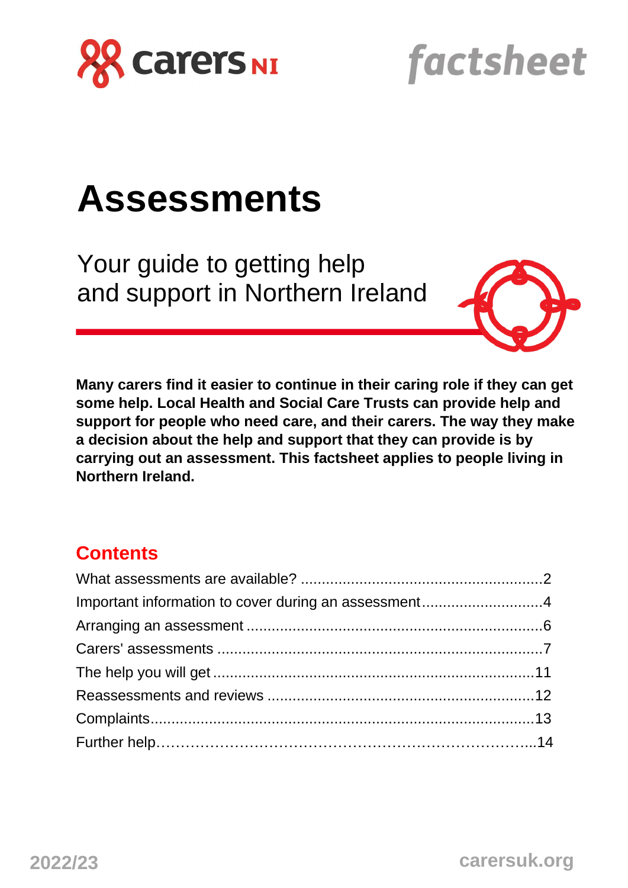carers NI

factsheet

# Assessments

## Your guide to getting help and support in Northern Ireland

**Many carers find it easier to continue in their caring role if they can get some help. Local Health and Social Care Trusts can provide help and support for people who need care, and their carers. The way they make a decision about the help and support that they can provide is by carrying out an assessment. This factsheet applies to people living in Northern Ireland.**

## Contents

What assessments are available? ........................................................2
Important information to cover during an assessment............................4
Arranging an assessment .....................................................................6
Carers' assessments ............................................................................7
The help you will get ...........................................................................11
Reassessments and reviews ...............................................................12
Complaints..........................................................................................13
Further help……………………………………………………………...14

2022/23

carersuk.org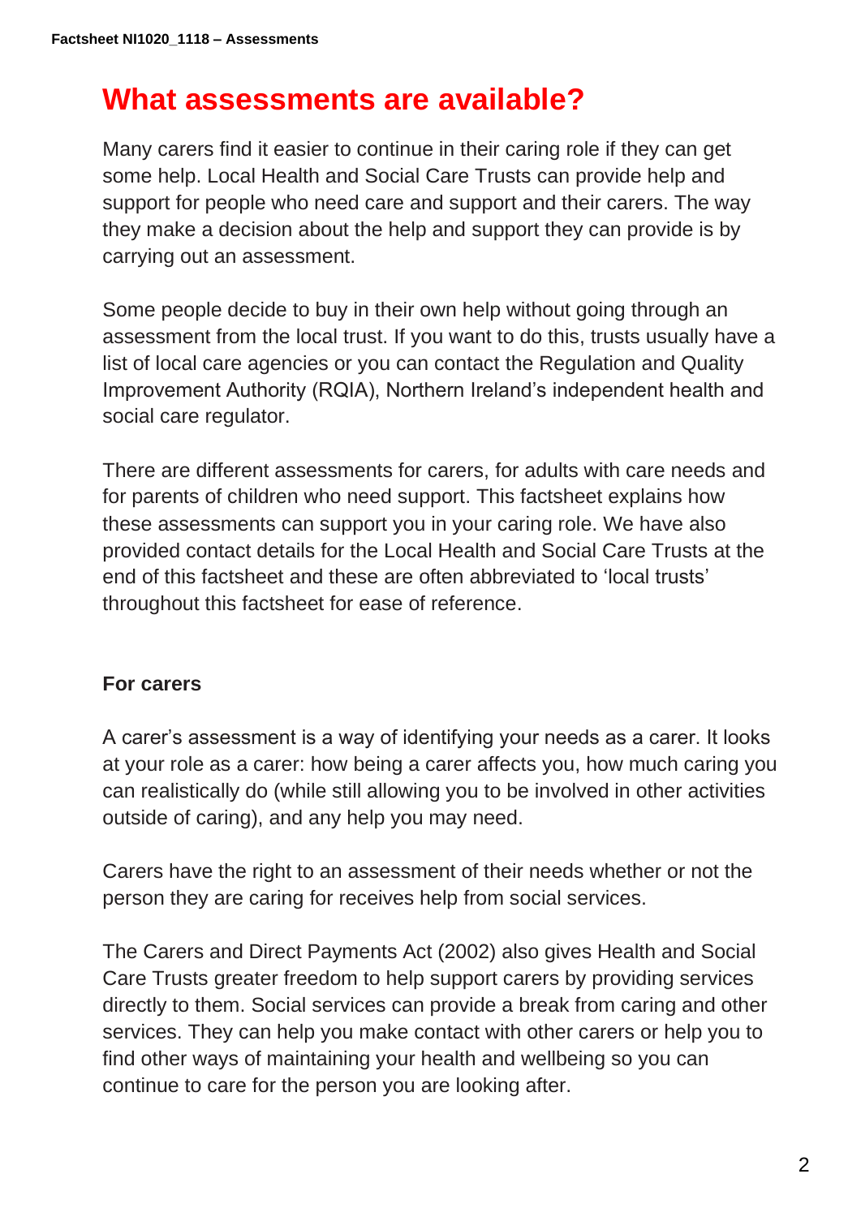# What assessments are available?

Many carers find it easier to continue in their caring role if they can get some help. Local Health and Social Care Trusts can provide help and support for people who need care and support and their carers. The way they make a decision about the help and support they can provide is by carrying out an assessment.

Some people decide to buy in their own help without going through an assessment from the local trust. If you want to do this, trusts usually have a list of local care agencies or you can contact the Regulation and Quality Improvement Authority (RQIA), Northern Ireland's independent health and social care regulator.

There are different assessments for carers, for adults with care needs and for parents of children who need support. This factsheet explains how these assessments can support you in your caring role. We have also provided contact details for the Local Health and Social Care Trusts at the end of this factsheet and these are often abbreviated to 'local trusts' throughout this factsheet for ease of reference.

**For carers**

A carer's assessment is a way of identifying your needs as a carer. It looks at your role as a carer: how being a carer affects you, how much caring you can realistically do (while still allowing you to be involved in other activities outside of caring), and any help you may need.

Carers have the right to an assessment of their needs whether or not the person they are caring for receives help from social services.

The Carers and Direct Payments Act (2002) also gives Health and Social Care Trusts greater freedom to help support carers by providing services directly to them. Social services can provide a break from caring and other services. They can help you make contact with other carers or help you to find other ways of maintaining your health and wellbeing so you can continue to care for the person you are looking after.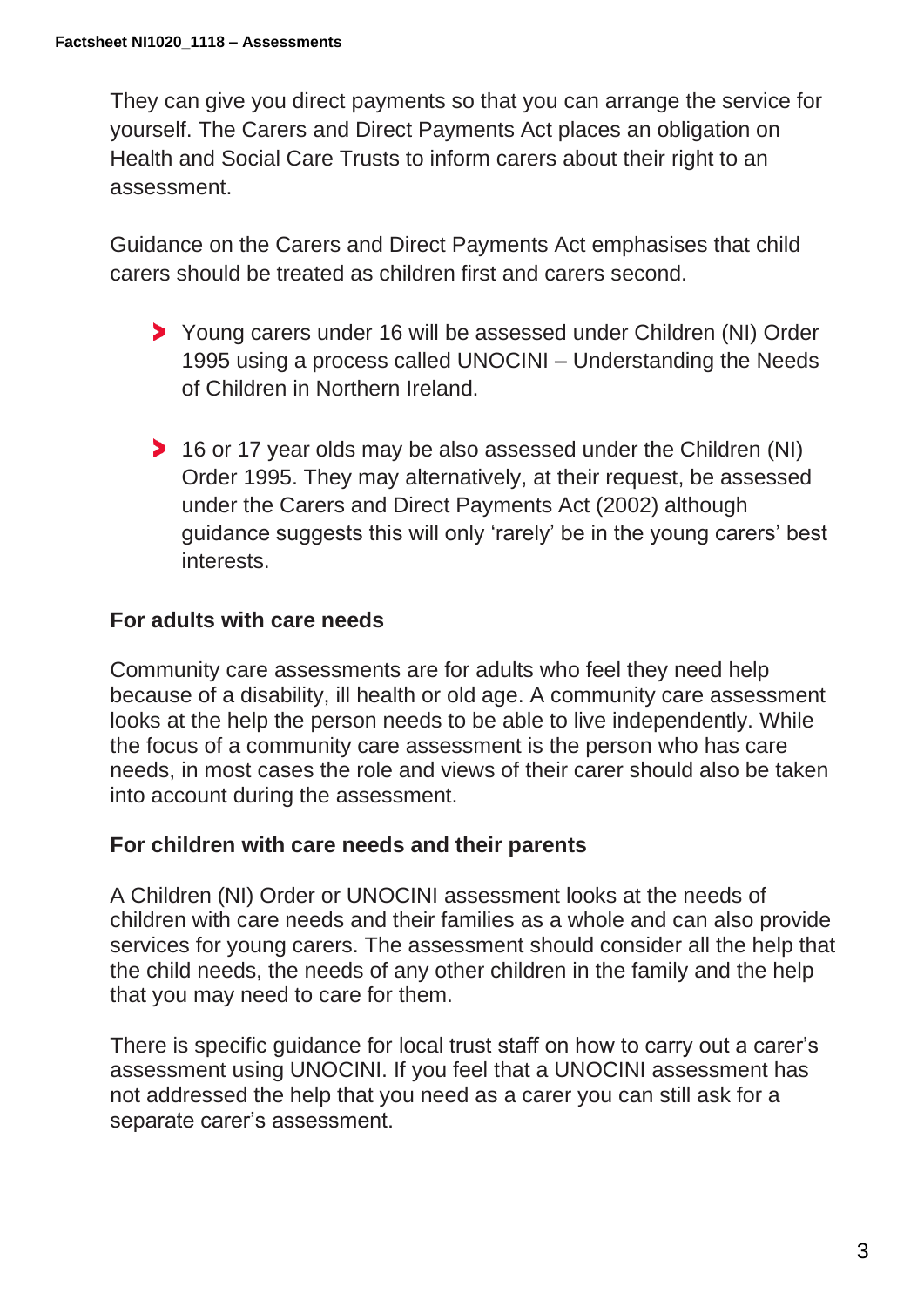They can give you direct payments so that you can arrange the service for yourself. The Carers and Direct Payments Act places an obligation on Health and Social Care Trusts to inform carers about their right to an assessment.

Guidance on the Carers and Direct Payments Act emphasises that child carers should be treated as children first and carers second.

- Young carers under 16 will be assessed under Children (NI) Order 1995 using a process called UNOCINI – Understanding the Needs of Children in Northern Ireland.
- 16 or 17 year olds may be also assessed under the Children (NI) Order 1995. They may alternatively, at their request, be assessed under the Carers and Direct Payments Act (2002) although guidance suggests this will only 'rarely' be in the young carers' best interests.

### For adults with care needs

Community care assessments are for adults who feel they need help because of a disability, ill health or old age. A community care assessment looks at the help the person needs to be able to live independently. While the focus of a community care assessment is the person who has care needs, in most cases the role and views of their carer should also be taken into account during the assessment.

### For children with care needs and their parents

A Children (NI) Order or UNOCINI assessment looks at the needs of children with care needs and their families as a whole and can also provide services for young carers. The assessment should consider all the help that the child needs, the needs of any other children in the family and the help that you may need to care for them.

There is specific guidance for local trust staff on how to carry out a carer's assessment using UNOCINI. If you feel that a UNOCINI assessment has not addressed the help that you need as a carer you can still ask for a separate carer's assessment.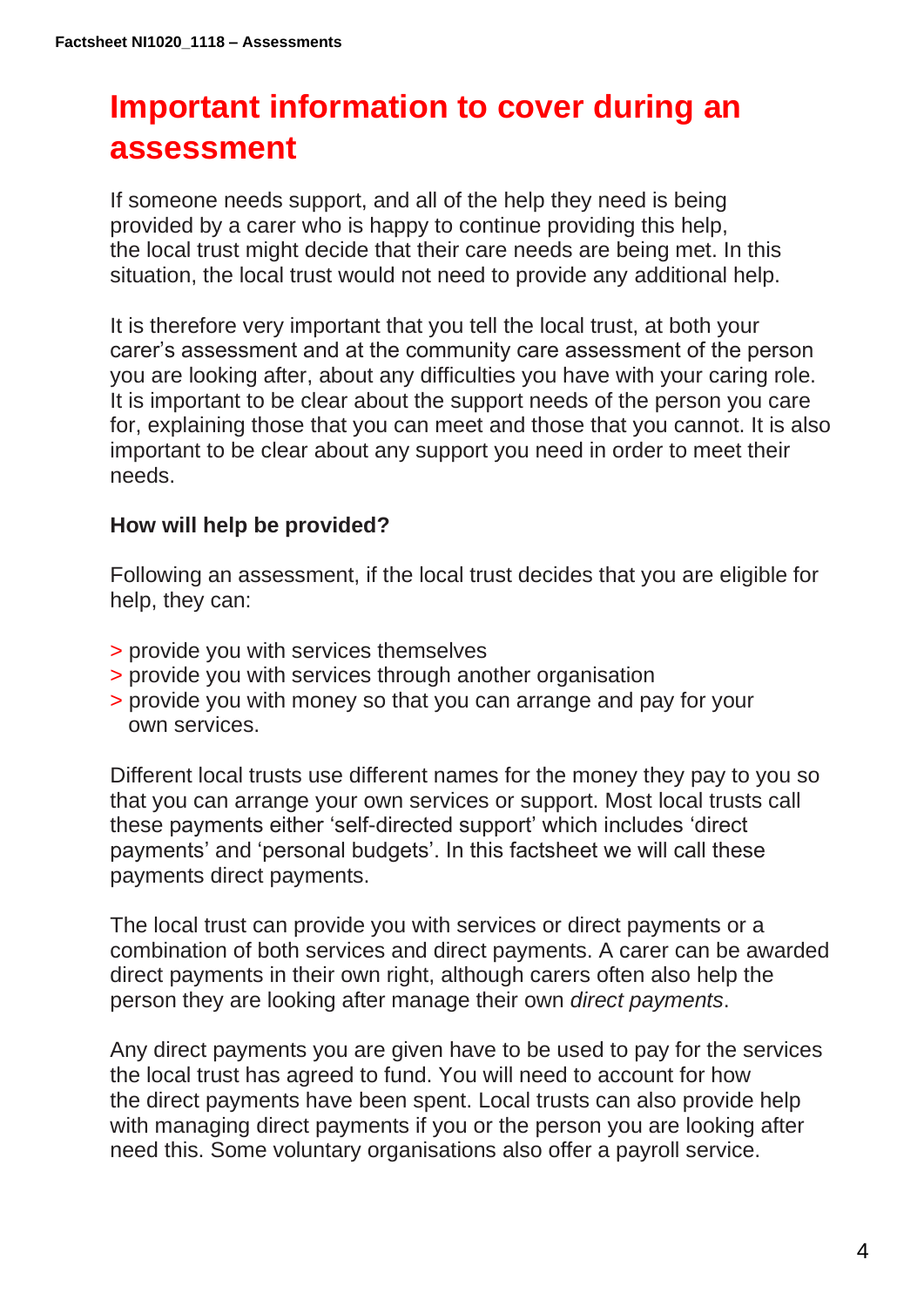## Important information to cover during an assessment

If someone needs support, and all of the help they need is being provided by a carer who is happy to continue providing this help, the local trust might decide that their care needs are being met. In this situation, the local trust would not need to provide any additional help.

It is therefore very important that you tell the local trust, at both your carer's assessment and at the community care assessment of the person you are looking after, about any difficulties you have with your caring role. It is important to be clear about the support needs of the person you care for, explaining those that you can meet and those that you cannot. It is also important to be clear about any support you need in order to meet their needs.

### How will help be provided?

Following an assessment, if the local trust decides that you are eligible for help, they can:

> provide you with services themselves
> provide you with services through another organisation
> provide you with money so that you can arrange and pay for your own services.

Different local trusts use different names for the money they pay to you so that you can arrange your own services or support. Most local trusts call these payments either 'self-directed support' which includes 'direct payments' and 'personal budgets'. In this factsheet we will call these payments direct payments.

The local trust can provide you with services or direct payments or a combination of both services and direct payments. A carer can be awarded direct payments in their own right, although carers often also help the person they are looking after manage their own *direct payments*.

Any direct payments you are given have to be used to pay for the services the local trust has agreed to fund. You will need to account for how the direct payments have been spent. Local trusts can also provide help with managing direct payments if you or the person you are looking after need this. Some voluntary organisations also offer a payroll service.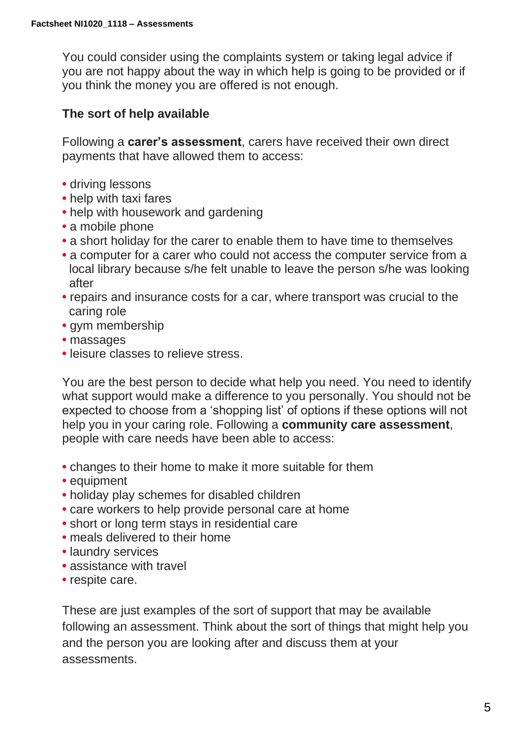You could consider using the complaints system or taking legal advice if you are not happy about the way in which help is going to be provided or if you think the money you are offered is not enough.

### The sort of help available

Following a **carer's assessment**, carers have received their own direct payments that have allowed them to access:

- driving lessons
- help with taxi fares
- help with housework and gardening
- a mobile phone
- a short holiday for the carer to enable them to have time to themselves
- a computer for a carer who could not access the computer service from a local library because s/he felt unable to leave the person s/he was looking after
- repairs and insurance costs for a car, where transport was crucial to the caring role
- gym membership
- massages
- leisure classes to relieve stress.

You are the best person to decide what help you need. You need to identify what support would make a difference to you personally. You should not be expected to choose from a 'shopping list' of options if these options will not help you in your caring role. Following a **community care assessment**, people with care needs have been able to access:

- changes to their home to make it more suitable for them
- equipment
- holiday play schemes for disabled children
- care workers to help provide personal care at home
- short or long term stays in residential care
- meals delivered to their home
- laundry services
- assistance with travel
- respite care.

These are just examples of the sort of support that may be available following an assessment. Think about the sort of things that might help you and the person you are looking after and discuss them at your assessments.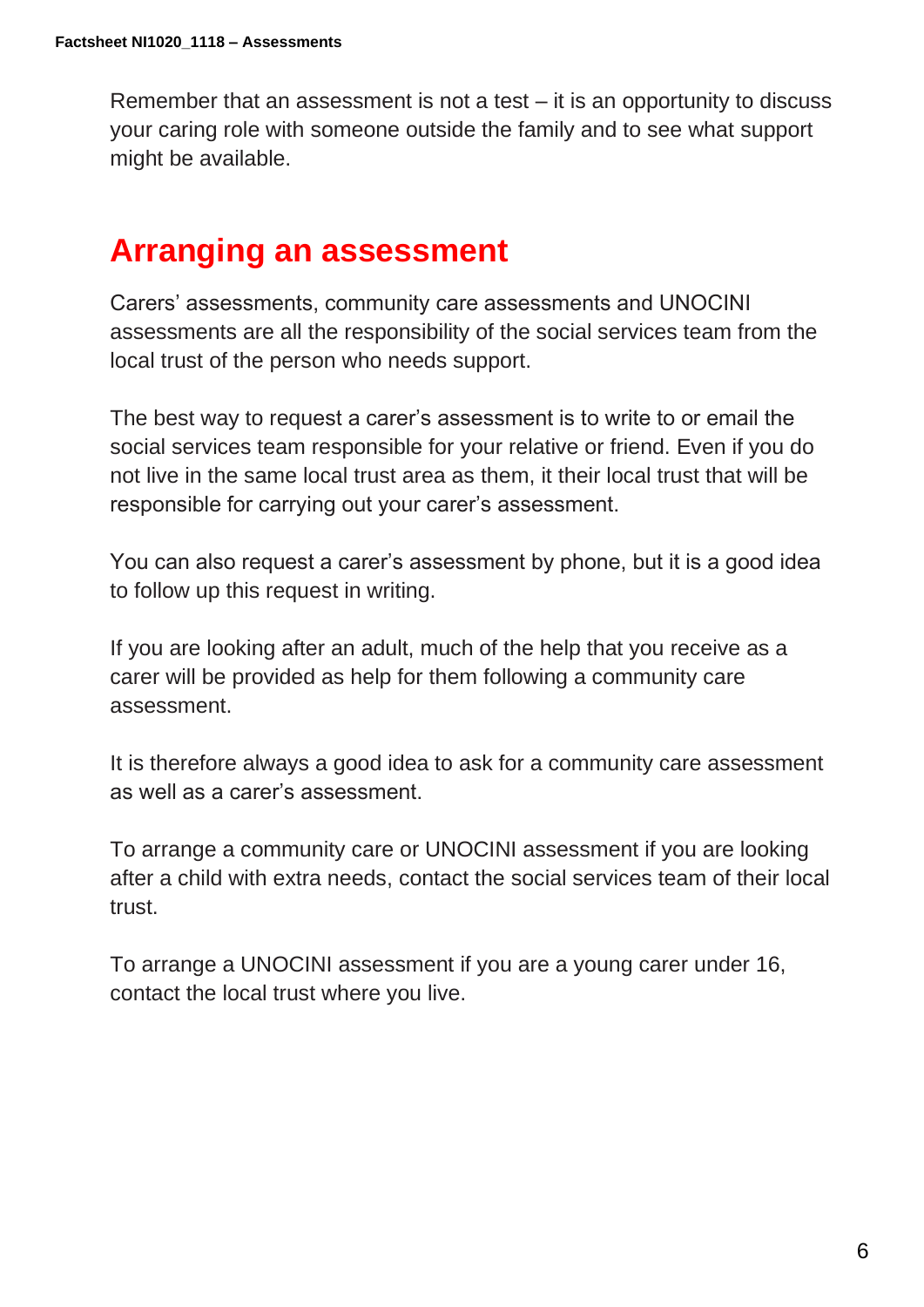Remember that an assessment is not a test – it is an opportunity to discuss your caring role with someone outside the family and to see what support might be available.

## Arranging an assessment

Carers' assessments, community care assessments and UNOCINI assessments are all the responsibility of the social services team from the local trust of the person who needs support.

The best way to request a carer's assessment is to write to or email the social services team responsible for your relative or friend. Even if you do not live in the same local trust area as them, it their local trust that will be responsible for carrying out your carer's assessment.

You can also request a carer's assessment by phone, but it is a good idea to follow up this request in writing.

If you are looking after an adult, much of the help that you receive as a carer will be provided as help for them following a community care assessment.

It is therefore always a good idea to ask for a community care assessment as well as a carer's assessment.

To arrange a community care or UNOCINI assessment if you are looking after a child with extra needs, contact the social services team of their local trust.

To arrange a UNOCINI assessment if you are a young carer under 16, contact the local trust where you live.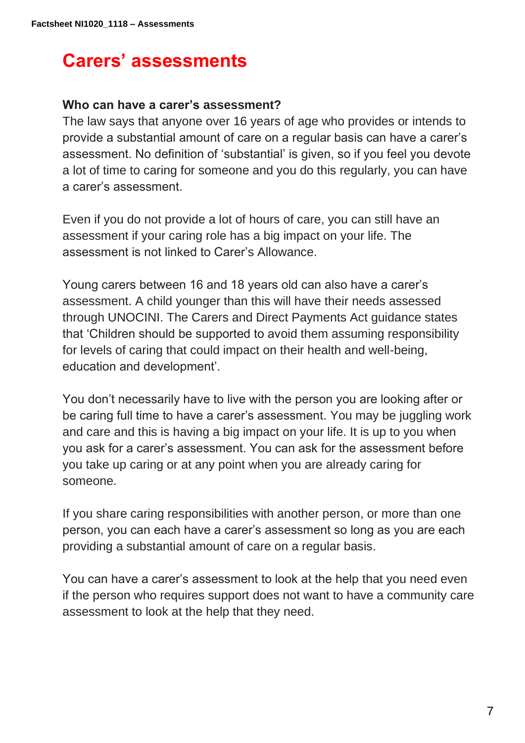# Carers' assessments

### Who can have a carer's assessment?

The law says that anyone over 16 years of age who provides or intends to provide a substantial amount of care on a regular basis can have a carer's assessment. No definition of 'substantial' is given, so if you feel you devote a lot of time to caring for someone and you do this regularly, you can have a carer's assessment.

Even if you do not provide a lot of hours of care, you can still have an assessment if your caring role has a big impact on your life. The assessment is not linked to Carer's Allowance.

Young carers between 16 and 18 years old can also have a carer's assessment. A child younger than this will have their needs assessed through UNOCINI. The Carers and Direct Payments Act guidance states that 'Children should be supported to avoid them assuming responsibility for levels of caring that could impact on their health and well-being, education and development'.

You don't necessarily have to live with the person you are looking after or be caring full time to have a carer's assessment. You may be juggling work and care and this is having a big impact on your life. It is up to you when you ask for a carer's assessment. You can ask for the assessment before you take up caring or at any point when you are already caring for someone.

If you share caring responsibilities with another person, or more than one person, you can each have a carer's assessment so long as you are each providing a substantial amount of care on a regular basis.

You can have a carer's assessment to look at the help that you need even if the person who requires support does not want to have a community care assessment to look at the help that they need.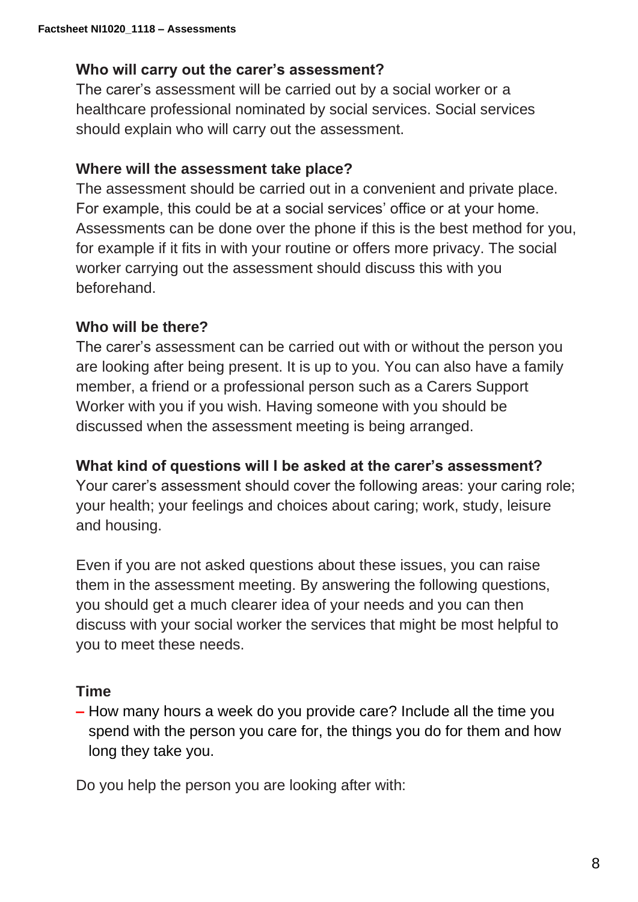### Who will carry out the carer's assessment?

The carer's assessment will be carried out by a social worker or a healthcare professional nominated by social services. Social services should explain who will carry out the assessment.

### Where will the assessment take place?

The assessment should be carried out in a convenient and private place. For example, this could be at a social services' office or at your home. Assessments can be done over the phone if this is the best method for you, for example if it fits in with your routine or offers more privacy. The social worker carrying out the assessment should discuss this with you beforehand.

### Who will be there?

The carer's assessment can be carried out with or without the person you are looking after being present. It is up to you. You can also have a family member, a friend or a professional person such as a Carers Support Worker with you if you wish. Having someone with you should be discussed when the assessment meeting is being arranged.

### What kind of questions will I be asked at the carer's assessment?

Your carer's assessment should cover the following areas: your caring role; your health; your feelings and choices about caring; work, study, leisure and housing.

Even if you are not asked questions about these issues, you can raise them in the assessment meeting. By answering the following questions, you should get a much clearer idea of your needs and you can then discuss with your social worker the services that might be most helpful to you to meet these needs.

### Time

- How many hours a week do you provide care? Include all the time you spend with the person you care for, the things you do for them and how long they take you.

Do you help the person you are looking after with: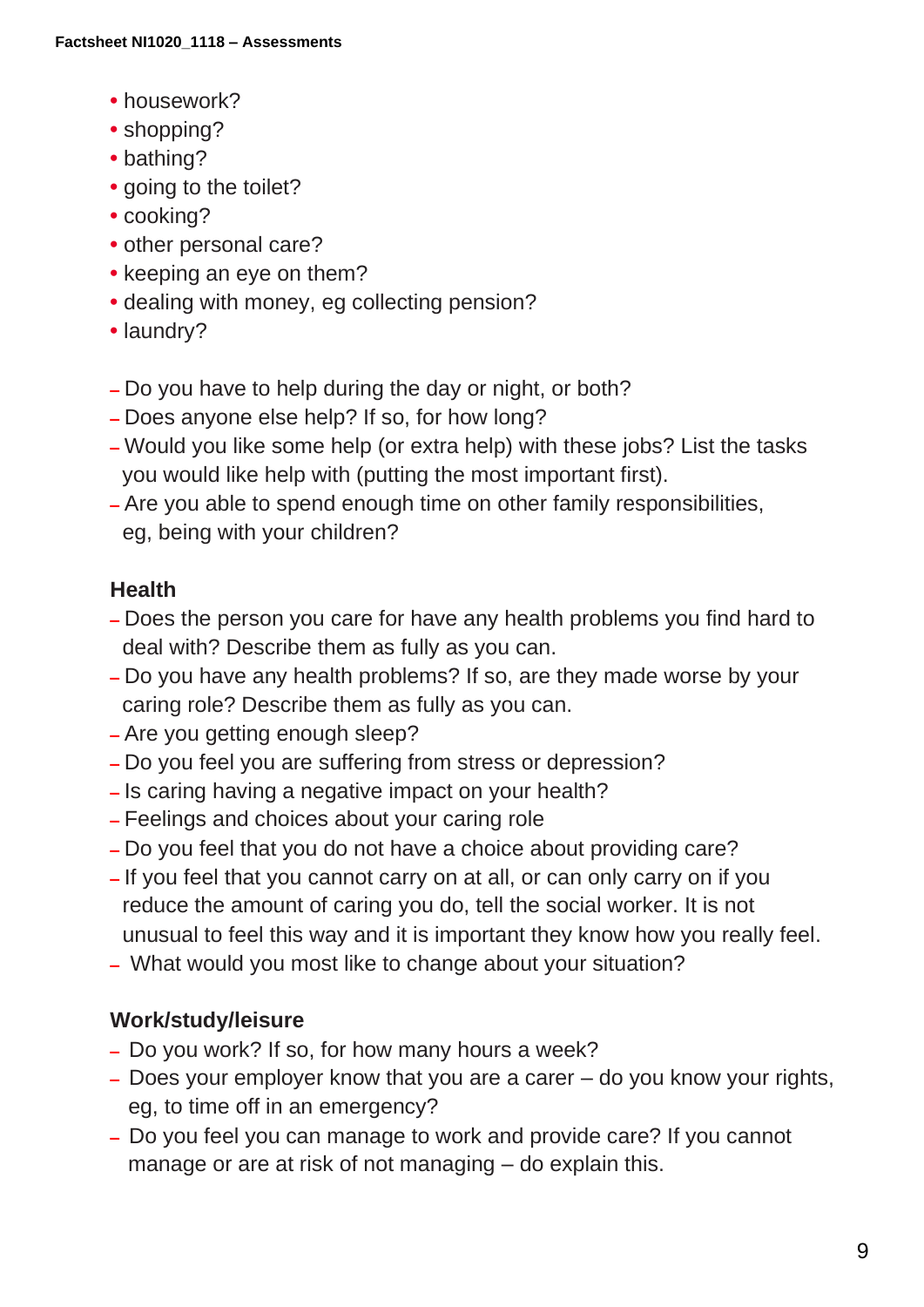- housework?
- shopping?
- bathing?
- going to the toilet?
- cooking?
- other personal care?
- keeping an eye on them?
- dealing with money, eg collecting pension?
- laundry?

- Do you have to help during the day or night, or both?
- Does anyone else help? If so, for how long?
- Would you like some help (or extra help) with these jobs? List the tasks you would like help with (putting the most important first).
- Are you able to spend enough time on other family responsibilities, eg, being with your children?

### Health

- Does the person you care for have any health problems you find hard to deal with? Describe them as fully as you can.
- Do you have any health problems? If so, are they made worse by your caring role? Describe them as fully as you can.
- Are you getting enough sleep?
- Do you feel you are suffering from stress or depression?
- Is caring having a negative impact on your health?
- Feelings and choices about your caring role
- Do you feel that you do not have a choice about providing care?
- If you feel that you cannot carry on at all, or can only carry on if you reduce the amount of caring you do, tell the social worker. It is not unusual to feel this way and it is important they know how you really feel.
- What would you most like to change about your situation?

### Work/study/leisure

- Do you work? If so, for how many hours a week?
- Does your employer know that you are a carer – do you know your rights, eg, to time off in an emergency?
- Do you feel you can manage to work and provide care? If you cannot manage or are at risk of not managing – do explain this.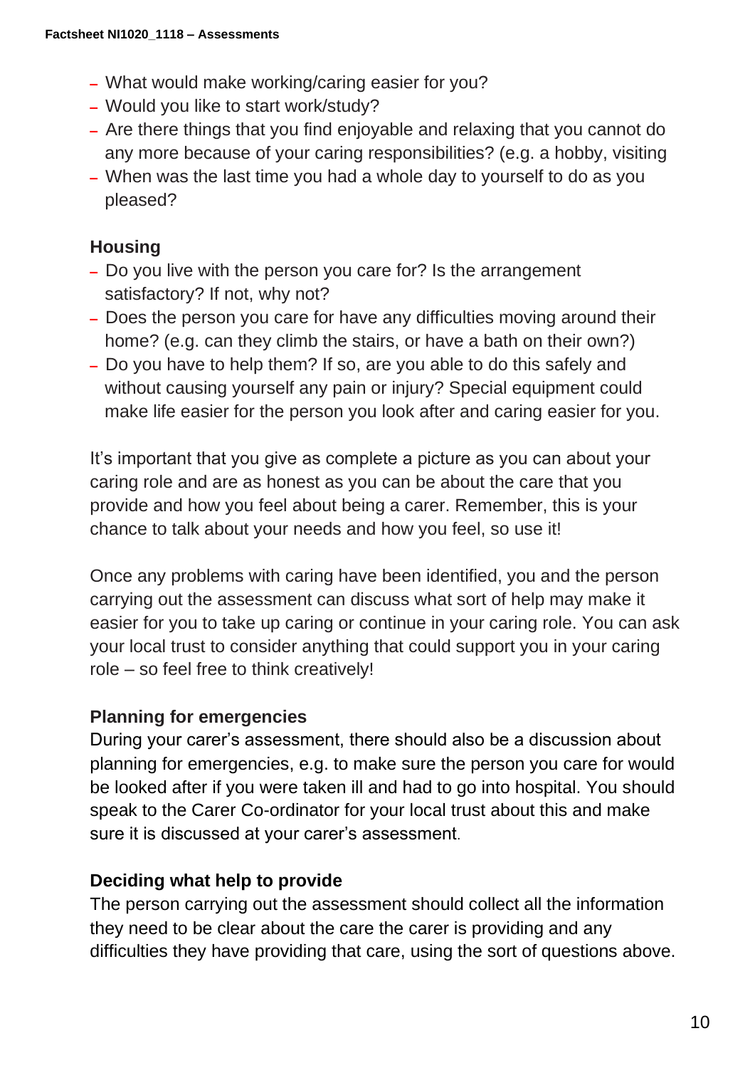- What would make working/caring easier for you?
- Would you like to start work/study?
- Are there things that you find enjoyable and relaxing that you cannot do any more because of your caring responsibilities? (e.g. a hobby, visiting
- When was the last time you had a whole day to yourself to do as you pleased?

**Housing**

- Do you live with the person you care for? Is the arrangement satisfactory? If not, why not?
- Does the person you care for have any difficulties moving around their home? (e.g. can they climb the stairs, or have a bath on their own?)
- Do you have to help them? If so, are you able to do this safely and without causing yourself any pain or injury? Special equipment could make life easier for the person you look after and caring easier for you.

It's important that you give as complete a picture as you can about your caring role and are as honest as you can be about the care that you provide and how you feel about being a carer. Remember, this is your chance to talk about your needs and how you feel, so use it!

Once any problems with caring have been identified, you and the person carrying out the assessment can discuss what sort of help may make it easier for you to take up caring or continue in your caring role. You can ask your local trust to consider anything that could support you in your caring role – so feel free to think creatively!

**Planning for emergencies**

During your carer's assessment, there should also be a discussion about planning for emergencies, e.g. to make sure the person you care for would be looked after if you were taken ill and had to go into hospital. You should speak to the Carer Co-ordinator for your local trust about this and make sure it is discussed at your carer's assessment.

**Deciding what help to provide**

The person carrying out the assessment should collect all the information they need to be clear about the care the carer is providing and any difficulties they have providing that care, using the sort of questions above.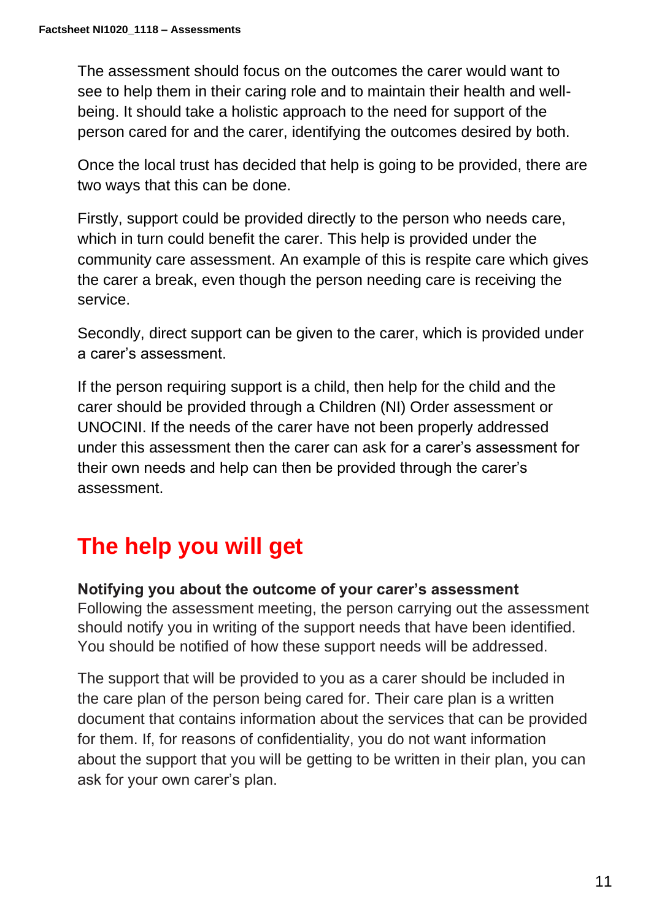The assessment should focus on the outcomes the carer would want to see to help them in their caring role and to maintain their health and well-being. It should take a holistic approach to the need for support of the person cared for and the carer, identifying the outcomes desired by both.

Once the local trust has decided that help is going to be provided, there are two ways that this can be done.

Firstly, support could be provided directly to the person who needs care, which in turn could benefit the carer. This help is provided under the community care assessment. An example of this is respite care which gives the carer a break, even though the person needing care is receiving the service.

Secondly, direct support can be given to the carer, which is provided under a carer's assessment.

If the person requiring support is a child, then help for the child and the carer should be provided through a Children (NI) Order assessment or UNOCINI. If the needs of the carer have not been properly addressed under this assessment then the carer can ask for a carer's assessment for their own needs and help can then be provided through the carer's assessment.

## The help you will get

**Notifying you about the outcome of your carer's assessment**
Following the assessment meeting, the person carrying out the assessment should notify you in writing of the support needs that have been identified. You should be notified of how these support needs will be addressed.

The support that will be provided to you as a carer should be included in the care plan of the person being cared for. Their care plan is a written document that contains information about the services that can be provided for them. If, for reasons of confidentiality, you do not want information about the support that you will be getting to be written in their plan, you can ask for your own carer's plan.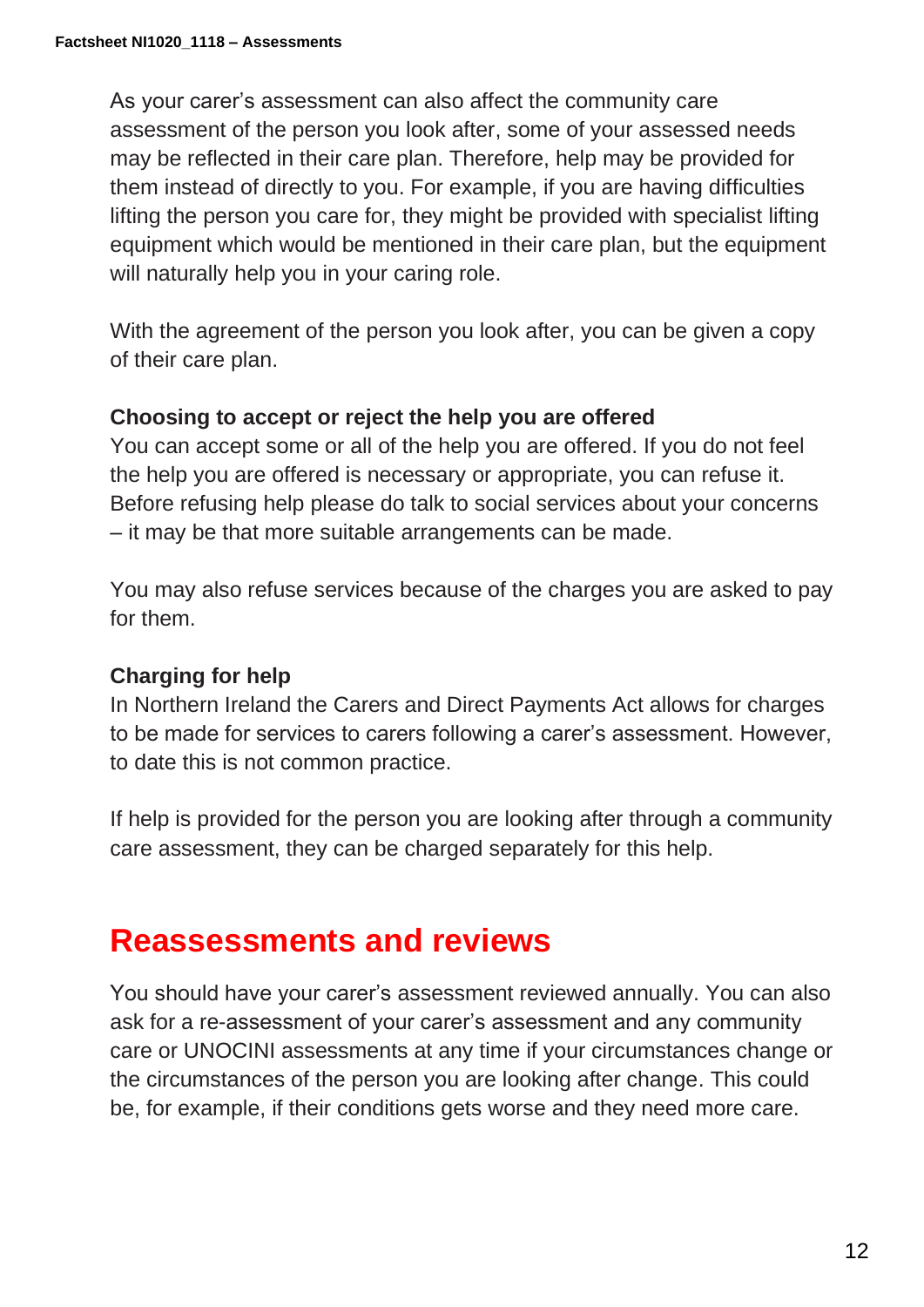As your carer's assessment can also affect the community care assessment of the person you look after, some of your assessed needs may be reflected in their care plan. Therefore, help may be provided for them instead of directly to you. For example, if you are having difficulties lifting the person you care for, they might be provided with specialist lifting equipment which would be mentioned in their care plan, but the equipment will naturally help you in your caring role.

With the agreement of the person you look after, you can be given a copy of their care plan.

**Choosing to accept or reject the help you are offered**

You can accept some or all of the help you are offered. If you do not feel the help you are offered is necessary or appropriate, you can refuse it. Before refusing help please do talk to social services about your concerns – it may be that more suitable arrangements can be made.

You may also refuse services because of the charges you are asked to pay for them.

**Charging for help**

In Northern Ireland the Carers and Direct Payments Act allows for charges to be made for services to carers following a carer's assessment. However, to date this is not common practice.

If help is provided for the person you are looking after through a community care assessment, they can be charged separately for this help.

## Reassessments and reviews

You should have your carer's assessment reviewed annually. You can also ask for a re-assessment of your carer's assessment and any community care or UNOCINI assessments at any time if your circumstances change or the circumstances of the person you are looking after change. This could be, for example, if their conditions gets worse and they need more care.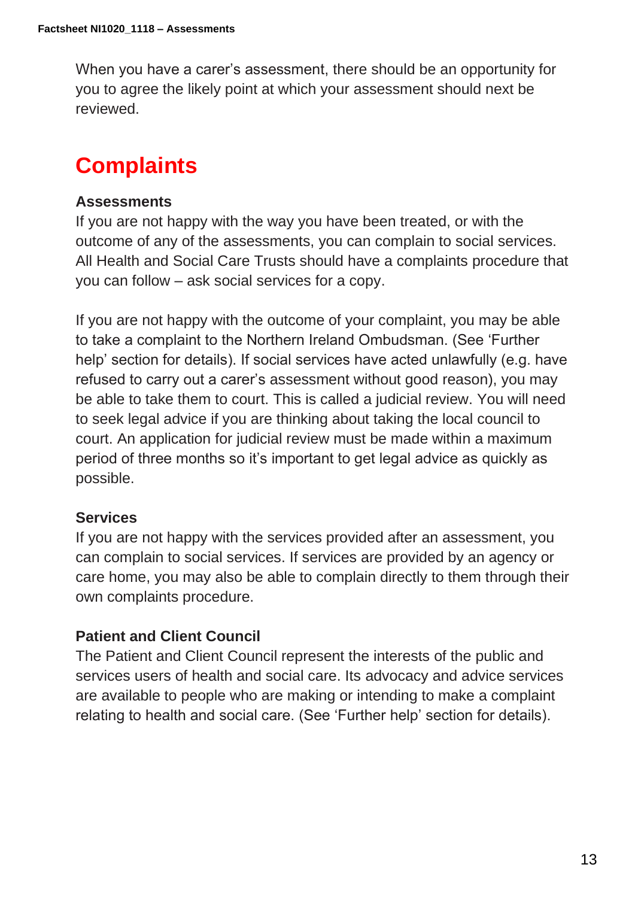When you have a carer's assessment, there should be an opportunity for you to agree the likely point at which your assessment should next be reviewed.

# Complaints

### Assessments

If you are not happy with the way you have been treated, or with the outcome of any of the assessments, you can complain to social services. All Health and Social Care Trusts should have a complaints procedure that you can follow – ask social services for a copy.

If you are not happy with the outcome of your complaint, you may be able to take a complaint to the Northern Ireland Ombudsman. (See 'Further help' section for details). If social services have acted unlawfully (e.g. have refused to carry out a carer's assessment without good reason), you may be able to take them to court. This is called a judicial review. You will need to seek legal advice if you are thinking about taking the local council to court. An application for judicial review must be made within a maximum period of three months so it's important to get legal advice as quickly as possible.

### Services

If you are not happy with the services provided after an assessment, you can complain to social services. If services are provided by an agency or care home, you may also be able to complain directly to them through their own complaints procedure.

### Patient and Client Council

The Patient and Client Council represent the interests of the public and services users of health and social care. Its advocacy and advice services are available to people who are making or intending to make a complaint relating to health and social care. (See 'Further help' section for details).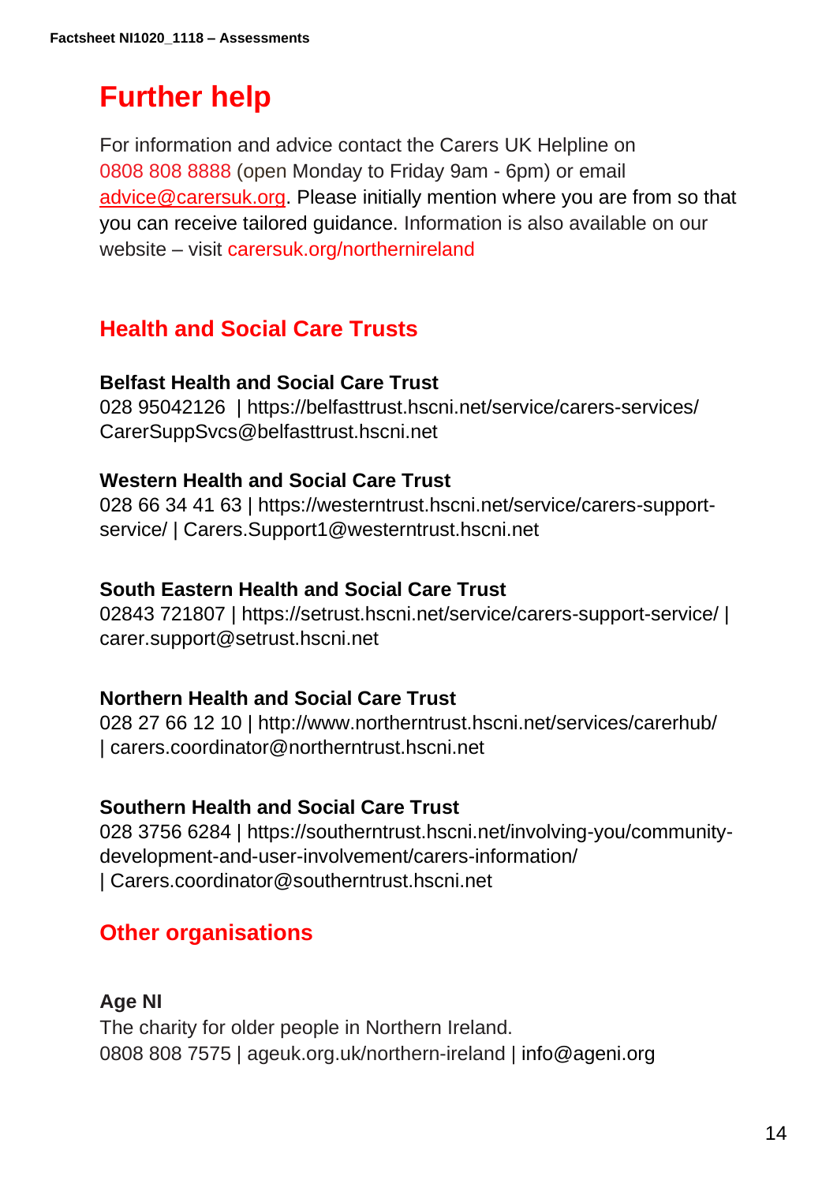# Further help

For information and advice contact the Carers UK Helpline on 0808 808 8888 (open Monday to Friday 9am - 6pm) or email advice@carersuk.org. Please initially mention where you are from so that you can receive tailored guidance. Information is also available on our website – visit carersuk.org/northernireland

## Health and Social Care Trusts

**Belfast Health and Social Care Trust**
028 95042126 | https://belfasttrust.hscni.net/service/carers-services/
CarerSuppSvcs@belfasttrust.hscni.net

**Western Health and Social Care Trust**
028 66 34 41 63 | https://westerntrust.hscni.net/service/carers-support-service/ | Carers.Support1@westerntrust.hscni.net

**South Eastern Health and Social Care Trust**
02843 721807 | https://setrust.hscni.net/service/carers-support-service/ | carer.support@setrust.hscni.net

**Northern Health and Social Care Trust**
028 27 66 12 10 | http://www.northerntrust.hscni.net/services/carerhub/ | carers.coordinator@northerntrust.hscni.net

**Southern Health and Social Care Trust**
028 3756 6284 | https://southerntrust.hscni.net/involving-you/community-development-and-user-involvement/carers-information/ | Carers.coordinator@southerntrust.hscni.net

## Other organisations

**Age NI**
The charity for older people in Northern Ireland.
0808 808 7575 | ageuk.org.uk/northern-ireland | info@ageni.org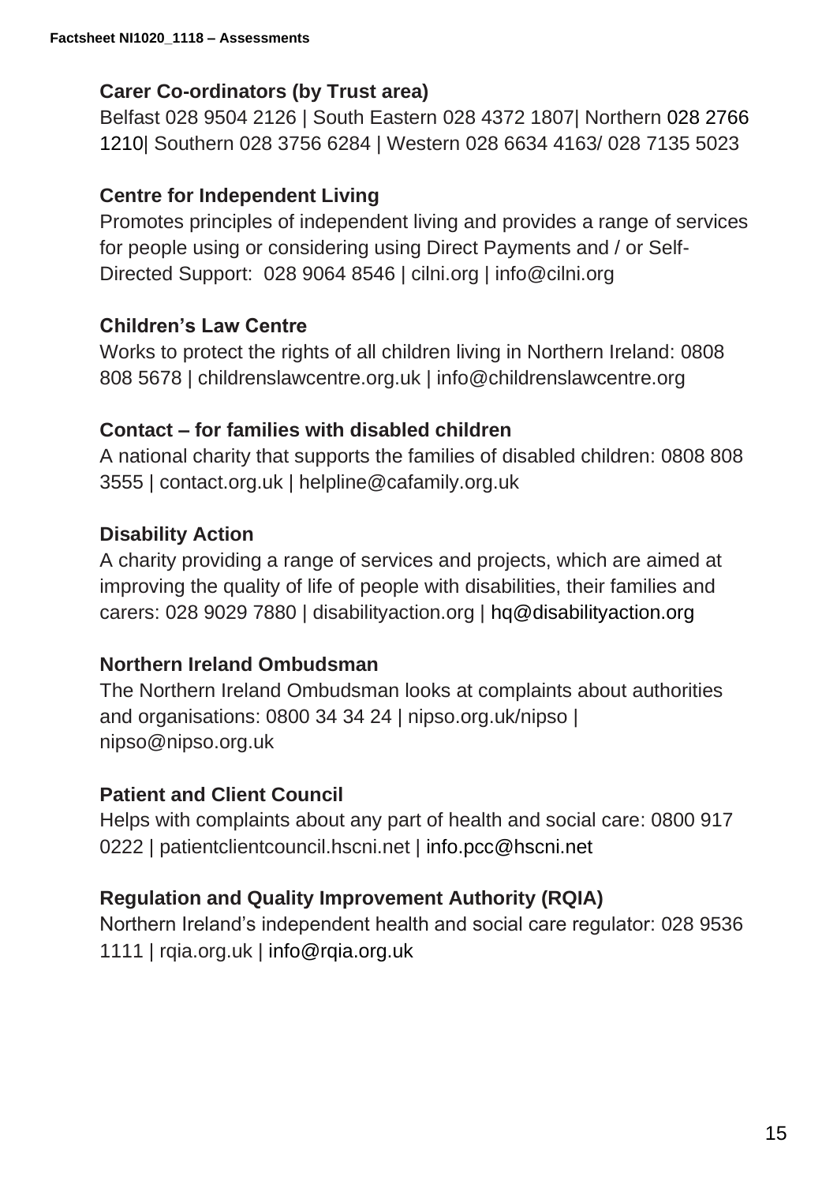**Carer Co-ordinators (by Trust area)**

Belfast 028 9504 2126 | South Eastern 028 4372 1807| Northern 028 2766 1210| Southern 028 3756 6284 | Western 028 6634 4163/ 028 7135 5023

**Centre for Independent Living**

Promotes principles of independent living and provides a range of services for people using or considering using Direct Payments and / or Self-Directed Support: 028 9064 8546 | cilni.org | info@cilni.org

**Children's Law Centre**

Works to protect the rights of all children living in Northern Ireland: 0808 808 5678 | childrenslawcentre.org.uk | info@childrenslawcentre.org

**Contact – for families with disabled children**

A national charity that supports the families of disabled children: 0808 808 3555 | contact.org.uk | helpline@cafamily.org.uk

**Disability Action**

A charity providing a range of services and projects, which are aimed at improving the quality of life of people with disabilities, their families and carers: 028 9029 7880 | disabilityaction.org | hq@disabilityaction.org

**Northern Ireland Ombudsman**

The Northern Ireland Ombudsman looks at complaints about authorities and organisations: 0800 34 34 24 | nipso.org.uk/nipso | nipso@nipso.org.uk

**Patient and Client Council**

Helps with complaints about any part of health and social care: 0800 917 0222 | patientclientcouncil.hscni.net | info.pcc@hscni.net

**Regulation and Quality Improvement Authority (RQIA)**

Northern Ireland's independent health and social care regulator: 028 9536 1111 | rqia.org.uk | info@rqia.org.uk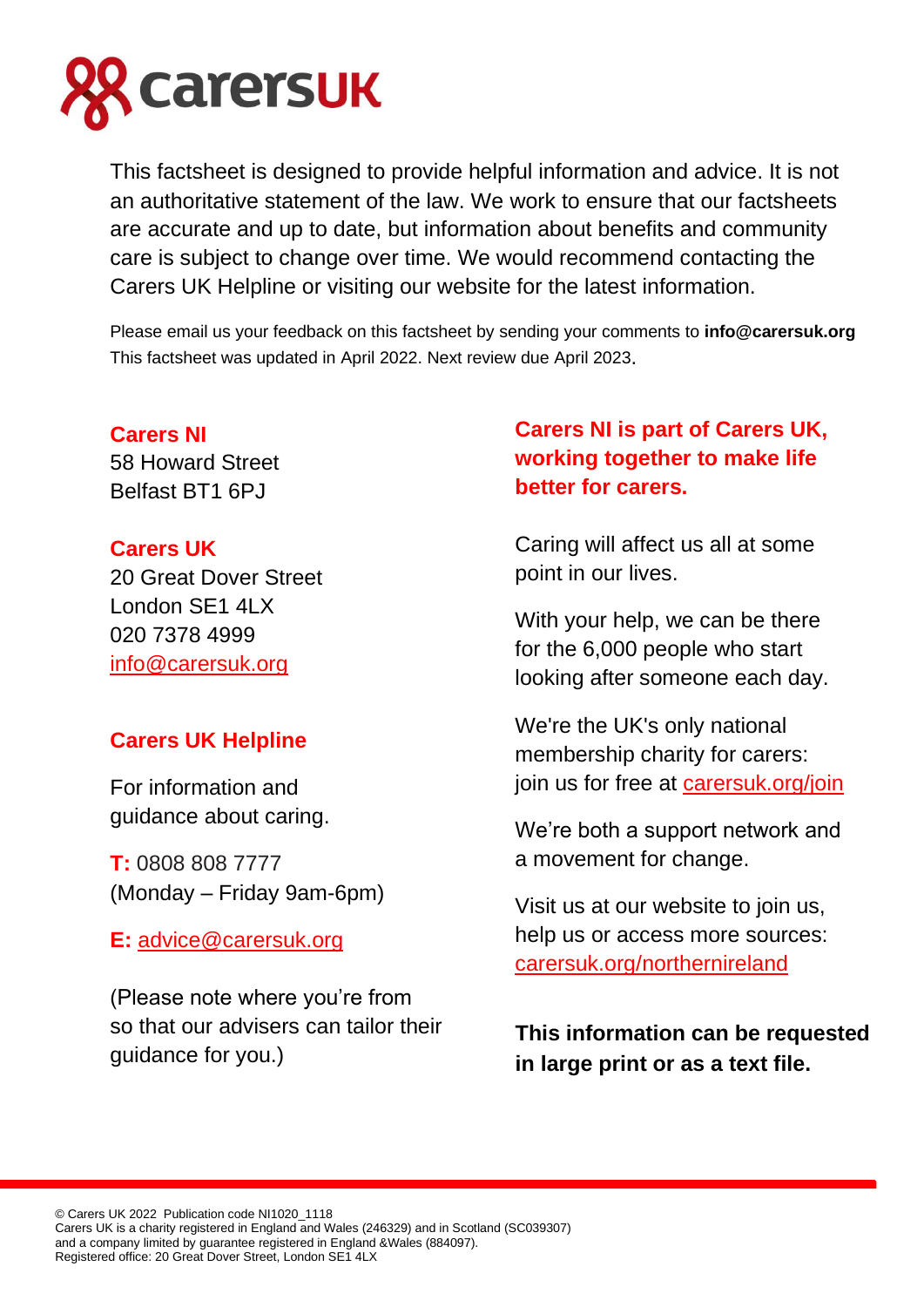carersUK

This factsheet is designed to provide helpful information and advice. It is not an authoritative statement of the law. We work to ensure that our factsheets are accurate and up to date, but information about benefits and community care is subject to change over time. We would recommend contacting the Carers UK Helpline or visiting our website for the latest information.

Please email us your feedback on this factsheet by sending your comments to **info@carersuk.org**
This factsheet was updated in April 2022. Next review due April 2023.

**Carers NI**
58 Howard Street
Belfast BT1 6PJ

**Carers UK**
20 Great Dover Street
London SE1 4LX
020 7378 4999
info@carersuk.org

**Carers UK Helpline**

For information and guidance about caring.

**T:** 0808 808 7777
(Monday – Friday 9am-6pm)

**E:** advice@carersuk.org

(Please note where you're from so that our advisers can tailor their guidance for you.)

**Carers NI is part of Carers UK, working together to make life better for carers.**

Caring will affect us all at some point in our lives.

With your help, we can be there for the 6,000 people who start looking after someone each day.

We're the UK's only national membership charity for carers: join us for free at carersuk.org/join

We're both a support network and a movement for change.

Visit us at our website to join us, help us or access more sources: carersuk.org/northernireland

**This information can be requested in large print or as a text file.**

© Carers UK 2022 Publication code NI1020_1118
Carers UK is a charity registered in England and Wales (246329) and in Scotland (SC039307) and a company limited by guarantee registered in England &Wales (884097).
Registered office: 20 Great Dover Street, London SE1 4LX